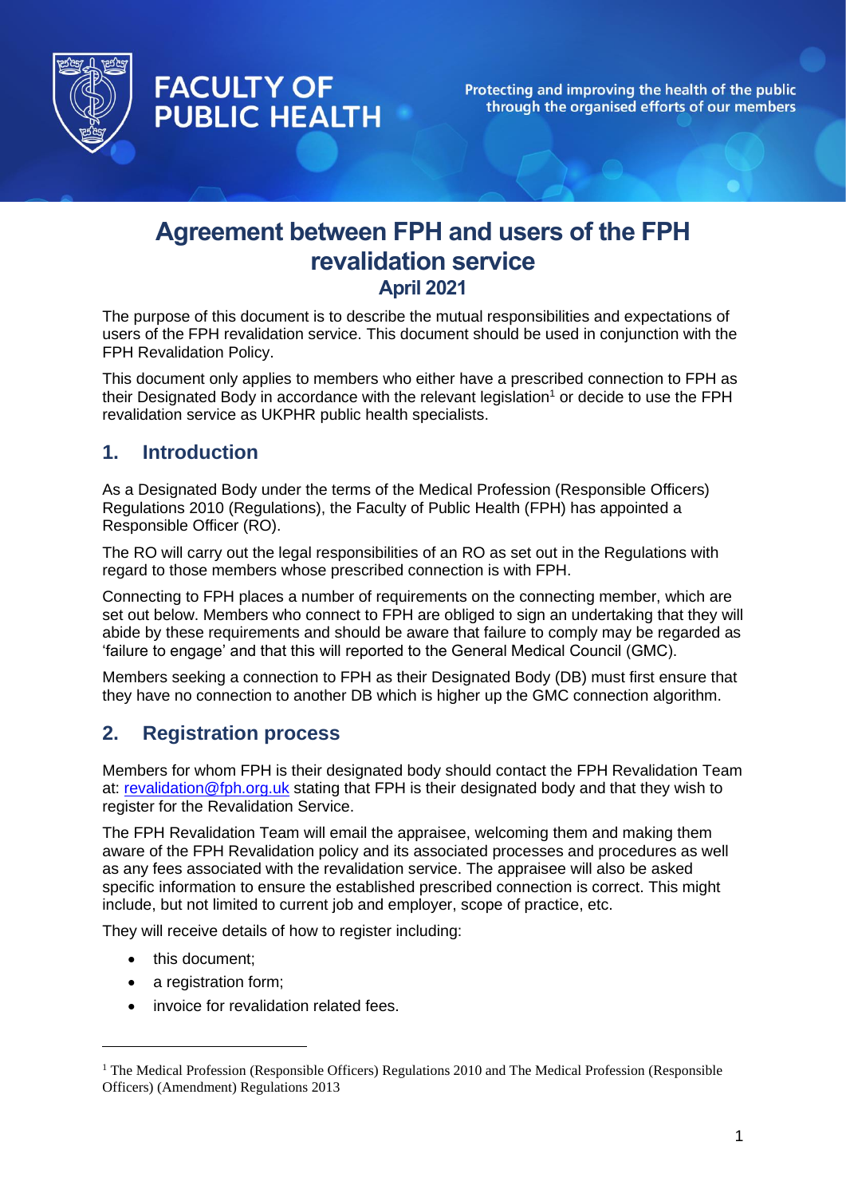# Agreement between FPH and users of the FPH revalidation service

## April 2021

The purpose of this document is to describe the mutual responsibilities and expectations of users of the FPH revalidation service. This document should be used in conjunction with the FPH Revalidation Policy.

This document only applies to members who either have a prescribed connection to FPH as their Designated Body in accordance with the relevant legislation[1] or decide to use the FPH revalidation service as UKPHR public health specialists.

## 1. Introduction

As a Designated Body under the terms of the Medical Profession (Responsible Officers) Regulations 2010 (Regulations), the Faculty of Public Health (FPH) has appointed a Responsible Officer (RO).

The RO will carry out the legal responsibilities of an RO as set out in the Regulations with regard to those members whose prescribed connection is with FPH.

Connecting to FPH places a number of requirements on the connecting member, which are set out below. Members who connect to FPH are obliged to sign an undertaking that they will abide by these requirements and should be aware that failure to comply may be regarded as 'failure to engage' and that this will reported to the General Medical Council (GMC).

Members seeking a connection to FPH as their Designated Body (DB) must first ensure that they have no connection to another DB which is higher up the GMC connection algorithm.

## 2. Registration process

Members for whom FPH is their designated body should contact the FPH Revalidation Team at: revalidation@fph.org.uk stating that FPH is their designated body and that they wish to register for the Revalidation Service.

The FPH Revalidation Team will email the appraisee, welcoming them and making them aware of the FPH Revalidation policy and its associated processes and procedures as well as any fees associated with the revalidation service. The appraisee will also be asked specific information to ensure the established prescribed connection is correct. This might include, but not limited to current job and employer, scope of practice, etc.

They will receive details of how to register including:

- this document;
- a registration form;
- invoice for revalidation related fees.

[1] The Medical Profession (Responsible Officers) Regulations 2010 and The Medical Profession (Responsible Officers) (Amendment) Regulations 2013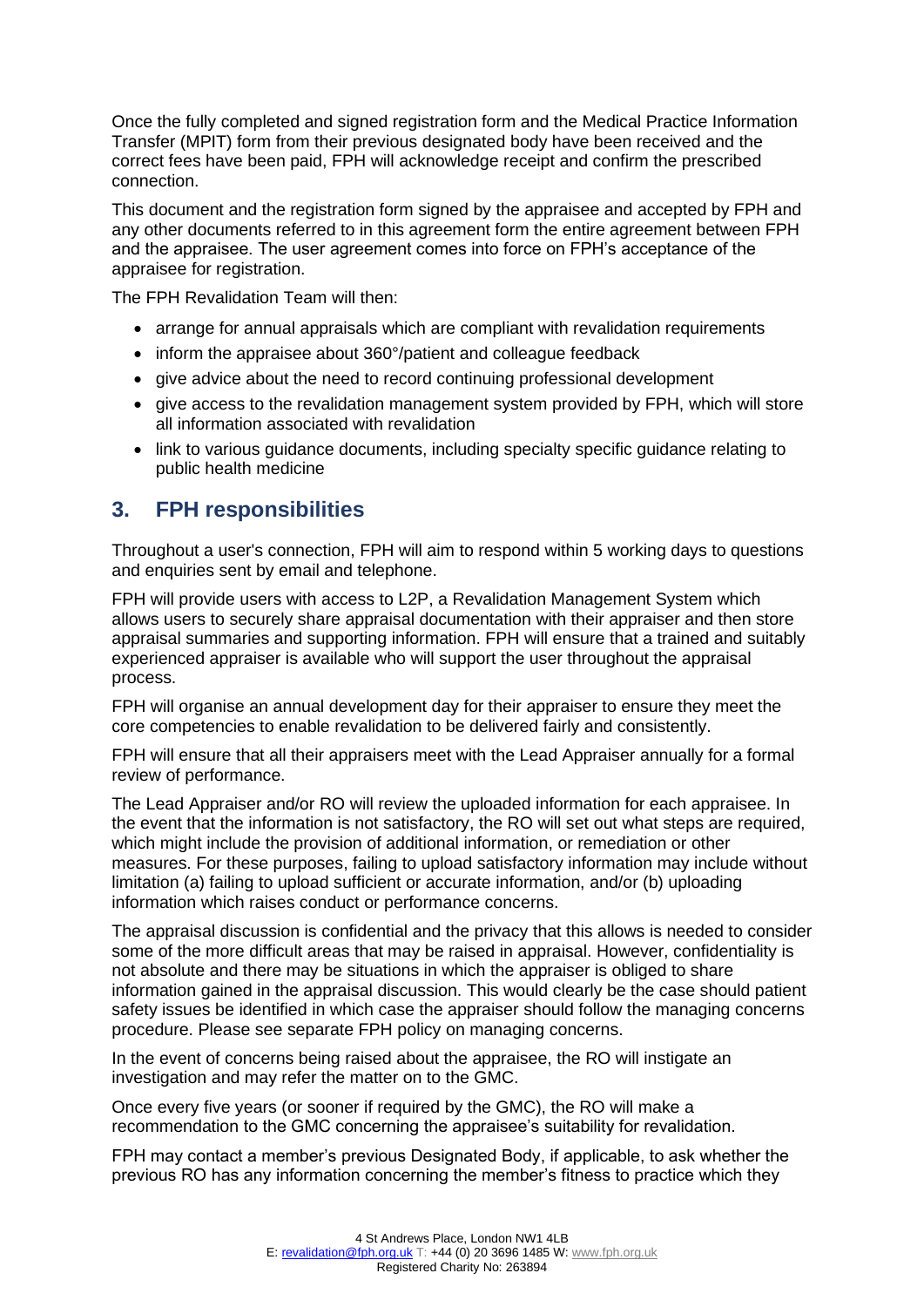Once the fully completed and signed registration form and the Medical Practice Information Transfer (MPIT) form from their previous designated body have been received and the correct fees have been paid, FPH will acknowledge receipt and confirm the prescribed connection.

This document and the registration form signed by the appraisee and accepted by FPH and any other documents referred to in this agreement form the entire agreement between FPH and the appraisee. The user agreement comes into force on FPH's acceptance of the appraisee for registration.

The FPH Revalidation Team will then:

- arrange for annual appraisals which are compliant with revalidation requirements
- inform the appraisee about 360°/patient and colleague feedback
- give advice about the need to record continuing professional development
- give access to the revalidation management system provided by FPH, which will store all information associated with revalidation
- link to various guidance documents, including specialty specific guidance relating to public health medicine

## 3. FPH responsibilities

Throughout a user's connection, FPH will aim to respond within 5 working days to questions and enquiries sent by email and telephone.

FPH will provide users with access to L2P, a Revalidation Management System which allows users to securely share appraisal documentation with their appraiser and then store appraisal summaries and supporting information. FPH will ensure that a trained and suitably experienced appraiser is available who will support the user throughout the appraisal process.

FPH will organise an annual development day for their appraiser to ensure they meet the core competencies to enable revalidation to be delivered fairly and consistently.

FPH will ensure that all their appraisers meet with the Lead Appraiser annually for a formal review of performance.

The Lead Appraiser and/or RO will review the uploaded information for each appraisee. In the event that the information is not satisfactory, the RO will set out what steps are required, which might include the provision of additional information, or remediation or other measures. For these purposes, failing to upload satisfactory information may include without limitation (a) failing to upload sufficient or accurate information, and/or (b) uploading information which raises conduct or performance concerns.

The appraisal discussion is confidential and the privacy that this allows is needed to consider some of the more difficult areas that may be raised in appraisal. However, confidentiality is not absolute and there may be situations in which the appraiser is obliged to share information gained in the appraisal discussion. This would clearly be the case should patient safety issues be identified in which case the appraiser should follow the managing concerns procedure. Please see separate FPH policy on managing concerns.

In the event of concerns being raised about the appraisee, the RO will instigate an investigation and may refer the matter on to the GMC.

Once every five years (or sooner if required by the GMC), the RO will make a recommendation to the GMC concerning the appraisee's suitability for revalidation.

FPH may contact a member's previous Designated Body, if applicable, to ask whether the previous RO has any information concerning the member's fitness to practice which they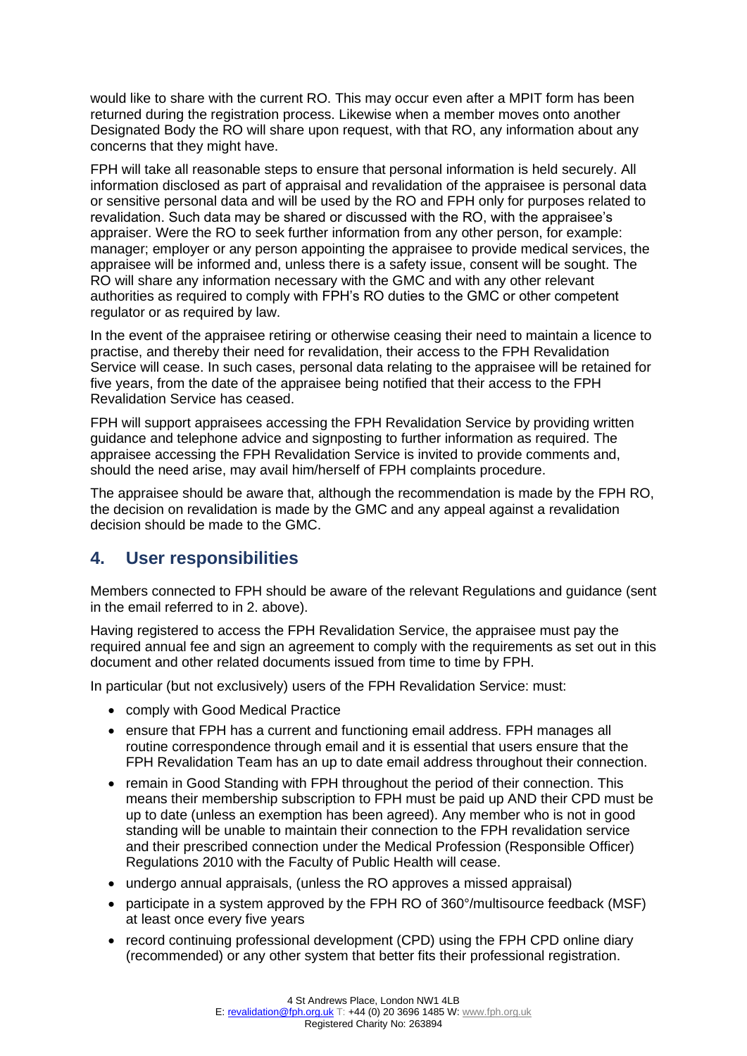would like to share with the current RO. This may occur even after a MPIT form has been returned during the registration process. Likewise when a member moves onto another Designated Body the RO will share upon request, with that RO, any information about any concerns that they might have.

FPH will take all reasonable steps to ensure that personal information is held securely. All information disclosed as part of appraisal and revalidation of the appraisee is personal data or sensitive personal data and will be used by the RO and FPH only for purposes related to revalidation. Such data may be shared or discussed with the RO, with the appraisee's appraiser. Were the RO to seek further information from any other person, for example: manager; employer or any person appointing the appraisee to provide medical services, the appraisee will be informed and, unless there is a safety issue, consent will be sought. The RO will share any information necessary with the GMC and with any other relevant authorities as required to comply with FPH's RO duties to the GMC or other competent regulator or as required by law.

In the event of the appraisee retiring or otherwise ceasing their need to maintain a licence to practise, and thereby their need for revalidation, their access to the FPH Revalidation Service will cease. In such cases, personal data relating to the appraisee will be retained for five years, from the date of the appraisee being notified that their access to the FPH Revalidation Service has ceased.

FPH will support appraisees accessing the FPH Revalidation Service by providing written guidance and telephone advice and signposting to further information as required. The appraisee accessing the FPH Revalidation Service is invited to provide comments and, should the need arise, may avail him/herself of FPH complaints procedure.

The appraisee should be aware that, although the recommendation is made by the FPH RO, the decision on revalidation is made by the GMC and any appeal against a revalidation decision should be made to the GMC.

## 4. User responsibilities

Members connected to FPH should be aware of the relevant Regulations and guidance (sent in the email referred to in 2. above).

Having registered to access the FPH Revalidation Service, the appraisee must pay the required annual fee and sign an agreement to comply with the requirements as set out in this document and other related documents issued from time to time by FPH.

In particular (but not exclusively) users of the FPH Revalidation Service: must:

- comply with Good Medical Practice
- ensure that FPH has a current and functioning email address. FPH manages all routine correspondence through email and it is essential that users ensure that the FPH Revalidation Team has an up to date email address throughout their connection.
- remain in Good Standing with FPH throughout the period of their connection. This means their membership subscription to FPH must be paid up AND their CPD must be up to date (unless an exemption has been agreed). Any member who is not in good standing will be unable to maintain their connection to the FPH revalidation service and their prescribed connection under the Medical Profession (Responsible Officer) Regulations 2010 with the Faculty of Public Health will cease.
- undergo annual appraisals, (unless the RO approves a missed appraisal)
- participate in a system approved by the FPH RO of 360°/multisource feedback (MSF) at least once every five years
- record continuing professional development (CPD) using the FPH CPD online diary (recommended) or any other system that better fits their professional registration.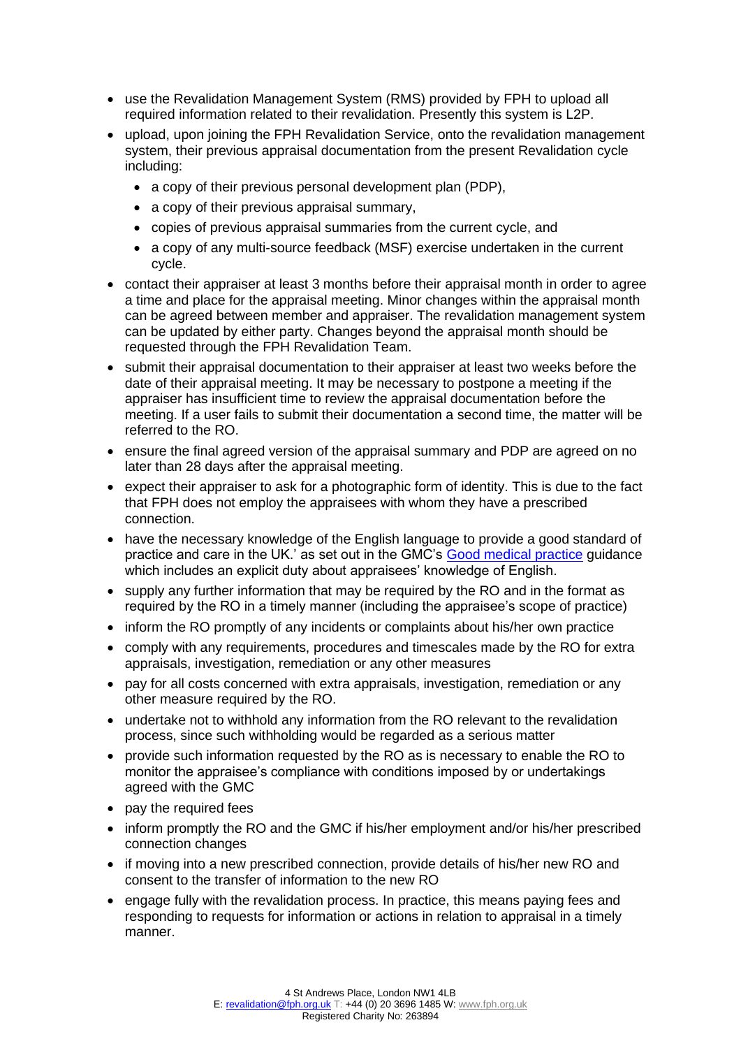- use the Revalidation Management System (RMS) provided by FPH to upload all required information related to their revalidation. Presently this system is L2P.
- upload, upon joining the FPH Revalidation Service, onto the revalidation management system, their previous appraisal documentation from the present Revalidation cycle including:
  - a copy of their previous personal development plan (PDP),
  - a copy of their previous appraisal summary,
  - copies of previous appraisal summaries from the current cycle, and
  - a copy of any multi-source feedback (MSF) exercise undertaken in the current cycle.
- contact their appraiser at least 3 months before their appraisal month in order to agree a time and place for the appraisal meeting. Minor changes within the appraisal month can be agreed between member and appraiser. The revalidation management system can be updated by either party. Changes beyond the appraisal month should be requested through the FPH Revalidation Team.
- submit their appraisal documentation to their appraiser at least two weeks before the date of their appraisal meeting. It may be necessary to postpone a meeting if the appraiser has insufficient time to review the appraisal documentation before the meeting. If a user fails to submit their documentation a second time, the matter will be referred to the RO.
- ensure the final agreed version of the appraisal summary and PDP are agreed on no later than 28 days after the appraisal meeting.
- expect their appraiser to ask for a photographic form of identity. This is due to the fact that FPH does not employ the appraisees with whom they have a prescribed connection.
- have the necessary knowledge of the English language to provide a good standard of practice and care in the UK.' as set out in the GMC's [Good medical practice] guidance which includes an explicit duty about appraisees' knowledge of English.
- supply any further information that may be required by the RO and in the format as required by the RO in a timely manner (including the appraisee's scope of practice)
- inform the RO promptly of any incidents or complaints about his/her own practice
- comply with any requirements, procedures and timescales made by the RO for extra appraisals, investigation, remediation or any other measures
- pay for all costs concerned with extra appraisals, investigation, remediation or any other measure required by the RO.
- undertake not to withhold any information from the RO relevant to the revalidation process, since such withholding would be regarded as a serious matter
- provide such information requested by the RO as is necessary to enable the RO to monitor the appraisee's compliance with conditions imposed by or undertakings agreed with the GMC
- pay the required fees
- inform promptly the RO and the GMC if his/her employment and/or his/her prescribed connection changes
- if moving into a new prescribed connection, provide details of his/her new RO and consent to the transfer of information to the new RO
- engage fully with the revalidation process. In practice, this means paying fees and responding to requests for information or actions in relation to appraisal in a timely manner.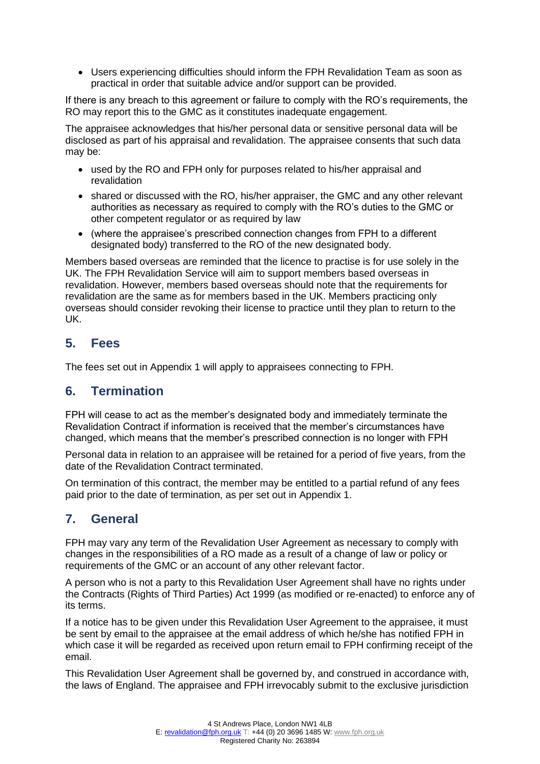- Users experiencing difficulties should inform the FPH Revalidation Team as soon as practical in order that suitable advice and/or support can be provided.

If there is any breach to this agreement or failure to comply with the RO's requirements, the RO may report this to the GMC as it constitutes inadequate engagement.

The appraisee acknowledges that his/her personal data or sensitive personal data will be disclosed as part of his appraisal and revalidation. The appraisee consents that such data may be:

- used by the RO and FPH only for purposes related to his/her appraisal and revalidation
- shared or discussed with the RO, his/her appraiser, the GMC and any other relevant authorities as necessary as required to comply with the RO's duties to the GMC or other competent regulator or as required by law
- (where the appraisee's prescribed connection changes from FPH to a different designated body) transferred to the RO of the new designated body.

Members based overseas are reminded that the licence to practise is for use solely in the UK. The FPH Revalidation Service will aim to support members based overseas in revalidation. However, members based overseas should note that the requirements for revalidation are the same as for members based in the UK. Members practicing only overseas should consider revoking their license to practice until they plan to return to the UK.

## 5. Fees

The fees set out in Appendix 1 will apply to appraisees connecting to FPH.

## 6. Termination

FPH will cease to act as the member's designated body and immediately terminate the Revalidation Contract if information is received that the member's circumstances have changed, which means that the member's prescribed connection is no longer with FPH

Personal data in relation to an appraisee will be retained for a period of five years, from the date of the Revalidation Contract terminated.

On termination of this contract, the member may be entitled to a partial refund of any fees paid prior to the date of termination, as per set out in Appendix 1.

## 7. General

FPH may vary any term of the Revalidation User Agreement as necessary to comply with changes in the responsibilities of a RO made as a result of a change of law or policy or requirements of the GMC or an account of any other relevant factor.

A person who is not a party to this Revalidation User Agreement shall have no rights under the Contracts (Rights of Third Parties) Act 1999 (as modified or re-enacted) to enforce any of its terms.

If a notice has to be given under this Revalidation User Agreement to the appraisee, it must be sent by email to the appraisee at the email address of which he/she has notified FPH in which case it will be regarded as received upon return email to FPH confirming receipt of the email.

This Revalidation User Agreement shall be governed by, and construed in accordance with, the laws of England. The appraisee and FPH irrevocably submit to the exclusive jurisdiction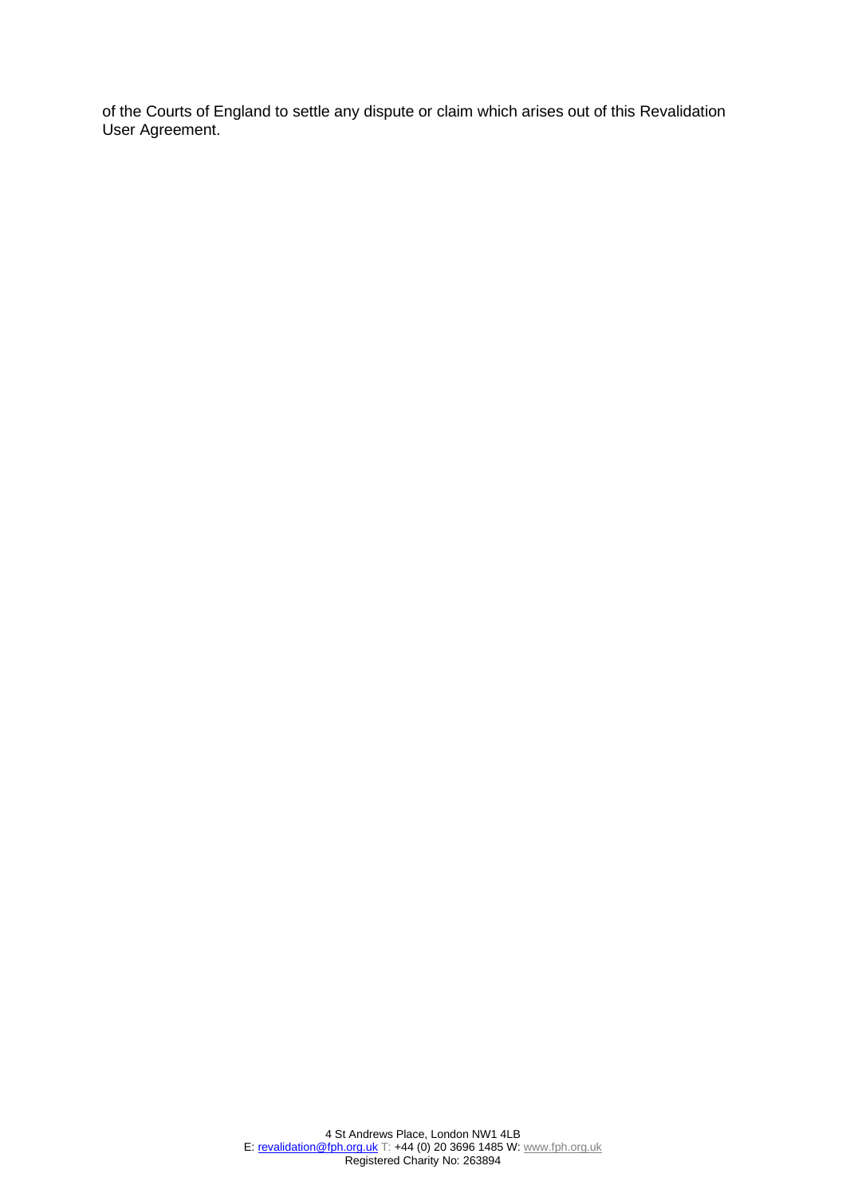of the Courts of England to settle any dispute or claim which arises out of this Revalidation User Agreement.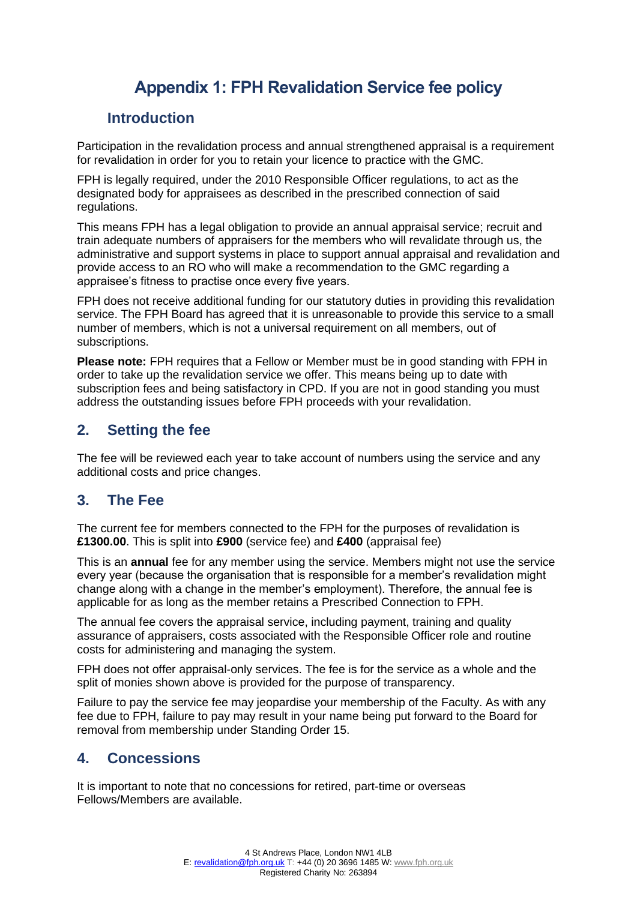# Appendix 1: FPH Revalidation Service fee policy

## Introduction

Participation in the revalidation process and annual strengthened appraisal is a requirement for revalidation in order for you to retain your licence to practice with the GMC.

FPH is legally required, under the 2010 Responsible Officer regulations, to act as the designated body for appraisees as described in the prescribed connection of said regulations.

This means FPH has a legal obligation to provide an annual appraisal service; recruit and train adequate numbers of appraisers for the members who will revalidate through us, the administrative and support systems in place to support annual appraisal and revalidation and provide access to an RO who will make a recommendation to the GMC regarding a appraisee's fitness to practise once every five years.

FPH does not receive additional funding for our statutory duties in providing this revalidation service. The FPH Board has agreed that it is unreasonable to provide this service to a small number of members, which is not a universal requirement on all members, out of subscriptions.

**Please note:** FPH requires that a Fellow or Member must be in good standing with FPH in order to take up the revalidation service we offer. This means being up to date with subscription fees and being satisfactory in CPD. If you are not in good standing you must address the outstanding issues before FPH proceeds with your revalidation.

## 2. Setting the fee

The fee will be reviewed each year to take account of numbers using the service and any additional costs and price changes.

## 3. The Fee

The current fee for members connected to the FPH for the purposes of revalidation is **£1300.00**. This is split into **£900** (service fee) and **£400** (appraisal fee)

This is an **annual** fee for any member using the service. Members might not use the service every year (because the organisation that is responsible for a member's revalidation might change along with a change in the member's employment). Therefore, the annual fee is applicable for as long as the member retains a Prescribed Connection to FPH.

The annual fee covers the appraisal service, including payment, training and quality assurance of appraisers, costs associated with the Responsible Officer role and routine costs for administering and managing the system.

FPH does not offer appraisal-only services. The fee is for the service as a whole and the split of monies shown above is provided for the purpose of transparency.

Failure to pay the service fee may jeopardise your membership of the Faculty. As with any fee due to FPH, failure to pay may result in your name being put forward to the Board for removal from membership under Standing Order 15.

## 4. Concessions

It is important to note that no concessions for retired, part-time or overseas Fellows/Members are available.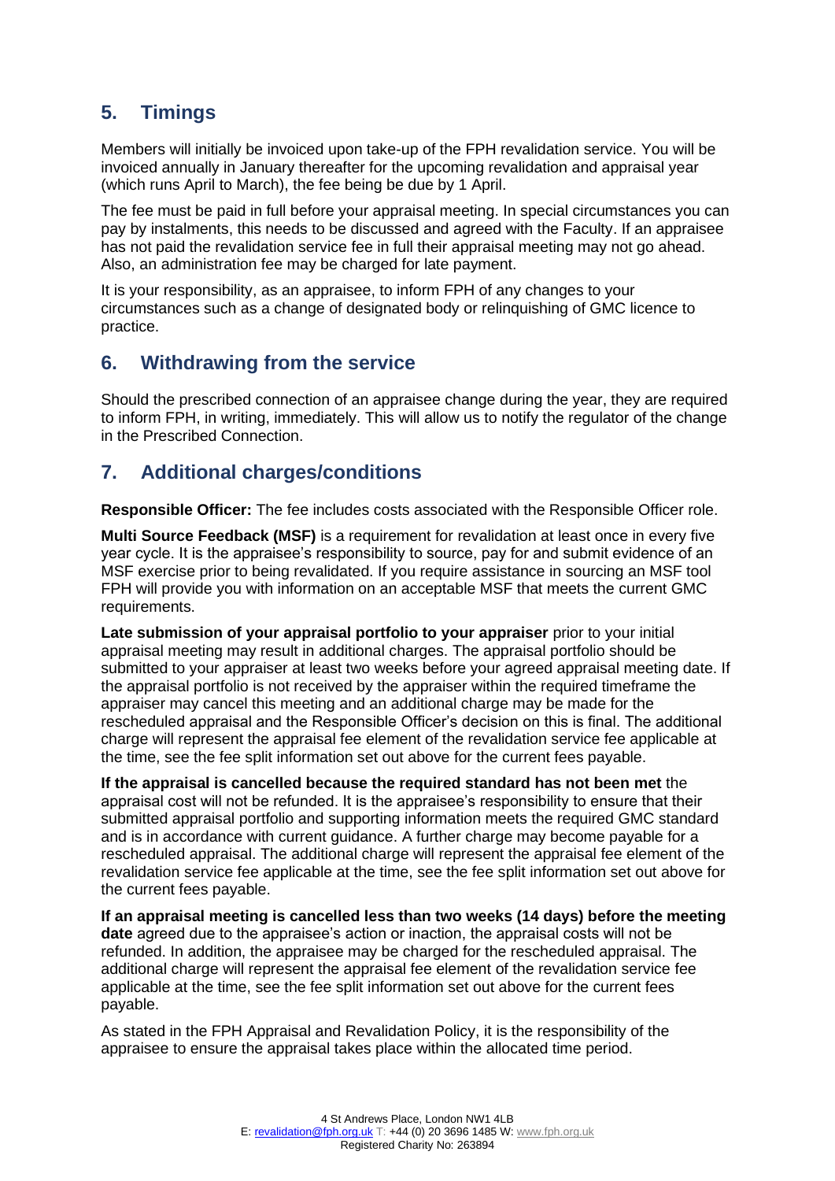## 5. Timings

Members will initially be invoiced upon take-up of the FPH revalidation service. You will be invoiced annually in January thereafter for the upcoming revalidation and appraisal year (which runs April to March), the fee being be due by 1 April.

The fee must be paid in full before your appraisal meeting. In special circumstances you can pay by instalments, this needs to be discussed and agreed with the Faculty. If an appraisee has not paid the revalidation service fee in full their appraisal meeting may not go ahead. Also, an administration fee may be charged for late payment.

It is your responsibility, as an appraisee, to inform FPH of any changes to your circumstances such as a change of designated body or relinquishing of GMC licence to practice.

## 6. Withdrawing from the service

Should the prescribed connection of an appraisee change during the year, they are required to inform FPH, in writing, immediately. This will allow us to notify the regulator of the change in the Prescribed Connection.

## 7. Additional charges/conditions

**Responsible Officer:** The fee includes costs associated with the Responsible Officer role.

**Multi Source Feedback (MSF)** is a requirement for revalidation at least once in every five year cycle. It is the appraisee's responsibility to source, pay for and submit evidence of an MSF exercise prior to being revalidated. If you require assistance in sourcing an MSF tool FPH will provide you with information on an acceptable MSF that meets the current GMC requirements.

**Late submission of your appraisal portfolio to your appraiser** prior to your initial appraisal meeting may result in additional charges. The appraisal portfolio should be submitted to your appraiser at least two weeks before your agreed appraisal meeting date. If the appraisal portfolio is not received by the appraiser within the required timeframe the appraiser may cancel this meeting and an additional charge may be made for the rescheduled appraisal and the Responsible Officer's decision on this is final. The additional charge will represent the appraisal fee element of the revalidation service fee applicable at the time, see the fee split information set out above for the current fees payable.

**If the appraisal is cancelled because the required standard has not been met** the appraisal cost will not be refunded. It is the appraisee's responsibility to ensure that their submitted appraisal portfolio and supporting information meets the required GMC standard and is in accordance with current guidance. A further charge may become payable for a rescheduled appraisal. The additional charge will represent the appraisal fee element of the revalidation service fee applicable at the time, see the fee split information set out above for the current fees payable.

**If an appraisal meeting is cancelled less than two weeks (14 days) before the meeting date** agreed due to the appraisee's action or inaction, the appraisal costs will not be refunded. In addition, the appraisee may be charged for the rescheduled appraisal. The additional charge will represent the appraisal fee element of the revalidation service fee applicable at the time, see the fee split information set out above for the current fees payable.

As stated in the FPH Appraisal and Revalidation Policy, it is the responsibility of the appraisee to ensure the appraisal takes place within the allocated time period.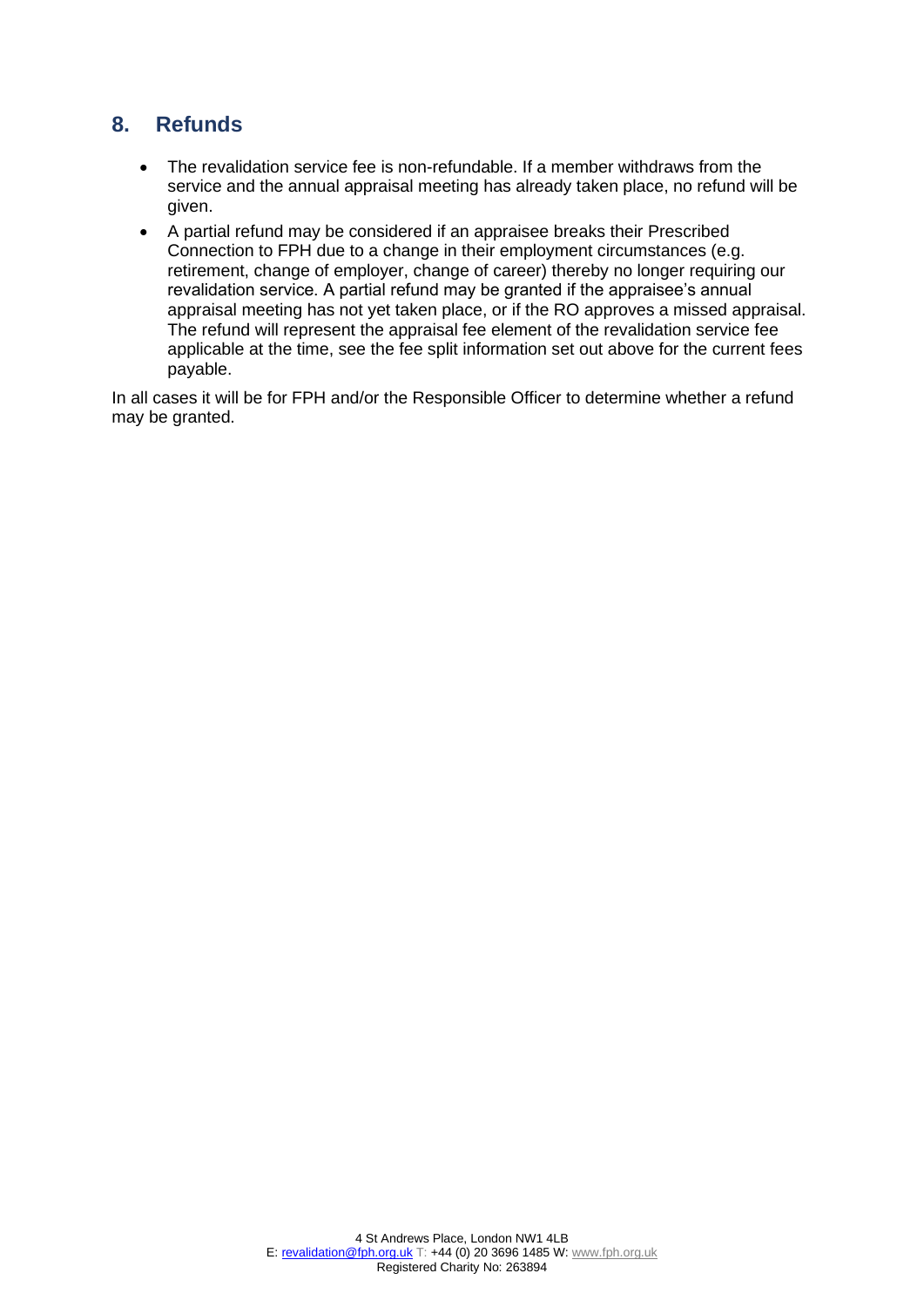## 8. Refunds

- The revalidation service fee is non-refundable. If a member withdraws from the service and the annual appraisal meeting has already taken place, no refund will be given.
- A partial refund may be considered if an appraisee breaks their Prescribed Connection to FPH due to a change in their employment circumstances (e.g. retirement, change of employer, change of career) thereby no longer requiring our revalidation service. A partial refund may be granted if the appraisee's annual appraisal meeting has not yet taken place, or if the RO approves a missed appraisal. The refund will represent the appraisal fee element of the revalidation service fee applicable at the time, see the fee split information set out above for the current fees payable.

In all cases it will be for FPH and/or the Responsible Officer to determine whether a refund may be granted.